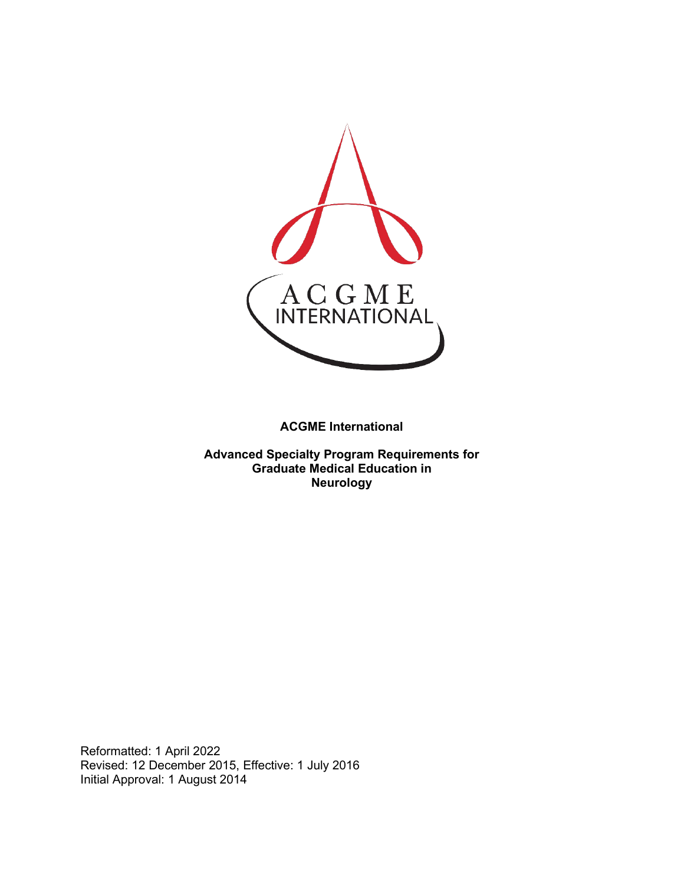**ACGME International**

**Advanced Specialty Program Requirements for Graduate Medical Education in Neurology**

Reformatted: 1 April 2022
Revised: 12 December 2015, Effective: 1 July 2016
Initial Approval: 1 August 2014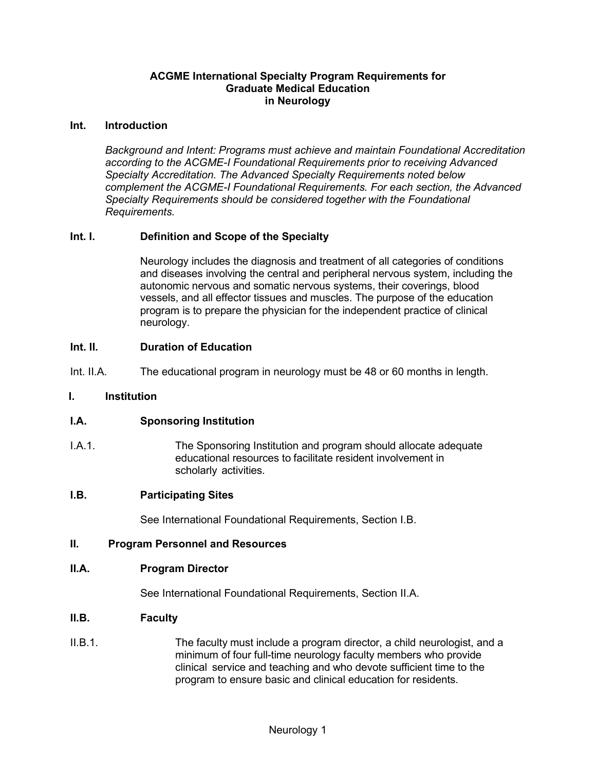**ACGME International Specialty Program Requirements for Graduate Medical Education in Neurology**

## Int. Introduction

*Background and Intent: Programs must achieve and maintain Foundational Accreditation according to the ACGME-I Foundational Requirements prior to receiving Advanced Specialty Accreditation. The Advanced Specialty Requirements noted below complement the ACGME-I Foundational Requirements. For each section, the Advanced Specialty Requirements should be considered together with the Foundational Requirements.*

### Int. I. Definition and Scope of the Specialty

Neurology includes the diagnosis and treatment of all categories of conditions and diseases involving the central and peripheral nervous system, including the autonomic nervous and somatic nervous systems, their coverings, blood vessels, and all effector tissues and muscles. The purpose of the education program is to prepare the physician for the independent practice of clinical neurology.

### Int. II. Duration of Education

Int. II.A. The educational program in neurology must be 48 or 60 months in length.

## I. Institution

### I.A. Sponsoring Institution

I.A.1. The Sponsoring Institution and program should allocate adequate educational resources to facilitate resident involvement in scholarly activities.

### I.B. Participating Sites

See International Foundational Requirements, Section I.B.

## II. Program Personnel and Resources

### II.A. Program Director

See International Foundational Requirements, Section II.A.

### II.B. Faculty

II.B.1. The faculty must include a program director, a child neurologist, and a minimum of four full-time neurology faculty members who provide clinical service and teaching and who devote sufficient time to the program to ensure basic and clinical education for residents.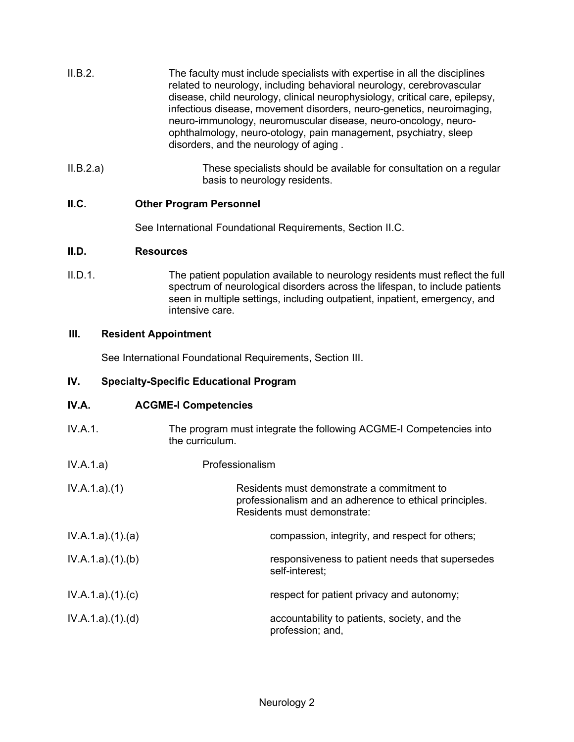II.B.2. The faculty must include specialists with expertise in all the disciplines related to neurology, including behavioral neurology, cerebrovascular disease, child neurology, clinical neurophysiology, critical care, epilepsy, infectious disease, movement disorders, neuro-genetics, neuroimaging, neuro-immunology, neuromuscular disease, neuro-oncology, neuro-ophthalmology, neuro-otology, pain management, psychiatry, sleep disorders, and the neurology of aging .

II.B.2.a) These specialists should be available for consultation on a regular basis to neurology residents.

**II.C. Other Program Personnel**

See International Foundational Requirements, Section II.C.

**II.D. Resources**

II.D.1. The patient population available to neurology residents must reflect the full spectrum of neurological disorders across the lifespan, to include patients seen in multiple settings, including outpatient, inpatient, emergency, and intensive care.

**III. Resident Appointment**

See International Foundational Requirements, Section III.

**IV. Specialty-Specific Educational Program**

**IV.A. ACGME-I Competencies**

IV.A.1. The program must integrate the following ACGME-I Competencies into the curriculum.

IV.A.1.a) Professionalism

IV.A.1.a).(1) Residents must demonstrate a commitment to professionalism and an adherence to ethical principles. Residents must demonstrate:

IV.A.1.a).(1).(a) compassion, integrity, and respect for others;

IV.A.1.a).(1).(b) responsiveness to patient needs that supersedes self-interest;

IV.A.1.a).(1).(c) respect for patient privacy and autonomy;

IV.A.1.a).(1).(d) accountability to patients, society, and the profession; and,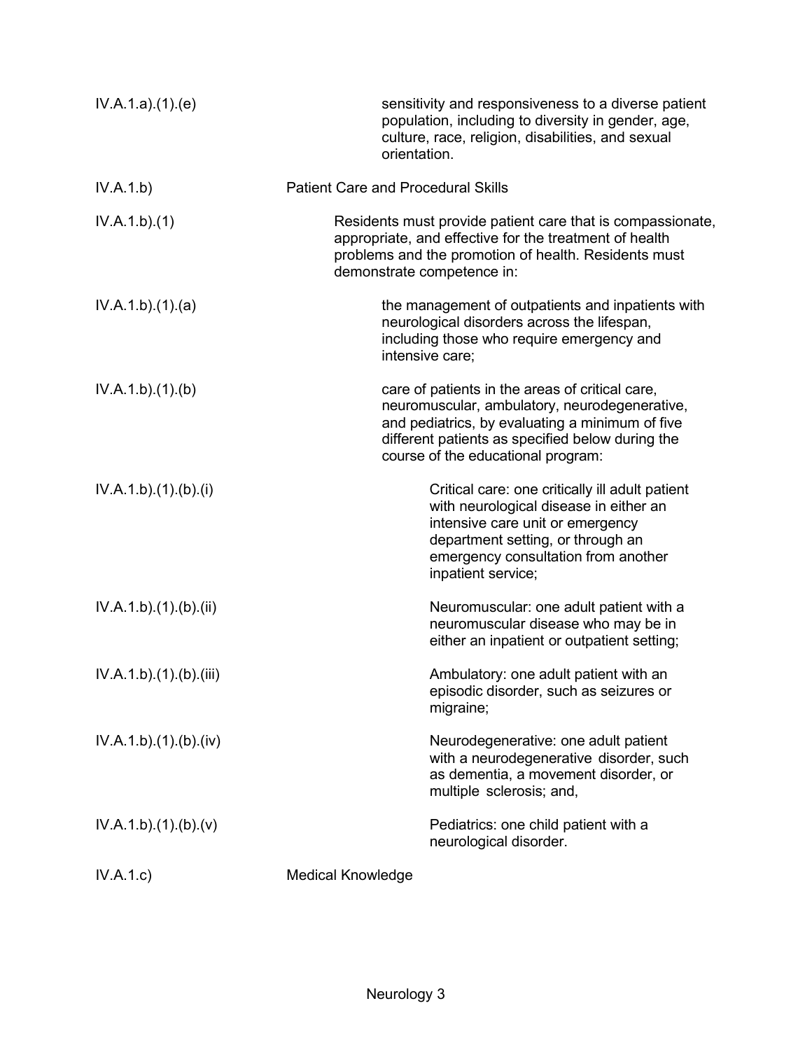| | |
|---|---|
| IV.A.1.a).(1).(e) | sensitivity and responsiveness to a diverse patient population, including to diversity in gender, age, culture, race, religion, disabilities, and sexual orientation. |
| IV.A.1.b) | Patient Care and Procedural Skills |
| IV.A.1.b).(1) | Residents must provide patient care that is compassionate, appropriate, and effective for the treatment of health problems and the promotion of health. Residents must demonstrate competence in: |
| IV.A.1.b).(1).(a) | the management of outpatients and inpatients with neurological disorders across the lifespan, including those who require emergency and intensive care; |
| IV.A.1.b).(1).(b) | care of patients in the areas of critical care, neuromuscular, ambulatory, neurodegenerative, and pediatrics, by evaluating a minimum of five different patients as specified below during the course of the educational program: |
| IV.A.1.b).(1).(b).(i) | Critical care: one critically ill adult patient with neurological disease in either an intensive care unit or emergency department setting, or through an emergency consultation from another inpatient service; |
| IV.A.1.b).(1).(b).(ii) | Neuromuscular: one adult patient with a neuromuscular disease who may be in either an inpatient or outpatient setting; |
| IV.A.1.b).(1).(b).(iii) | Ambulatory: one adult patient with an episodic disorder, such as seizures or migraine; |
| IV.A.1.b).(1).(b).(iv) | Neurodegenerative: one adult patient with a neurodegenerative disorder, such as dementia, a movement disorder, or multiple sclerosis; and, |
| IV.A.1.b).(1).(b).(v) | Pediatrics: one child patient with a neurological disorder. |
| IV.A.1.c) | Medical Knowledge |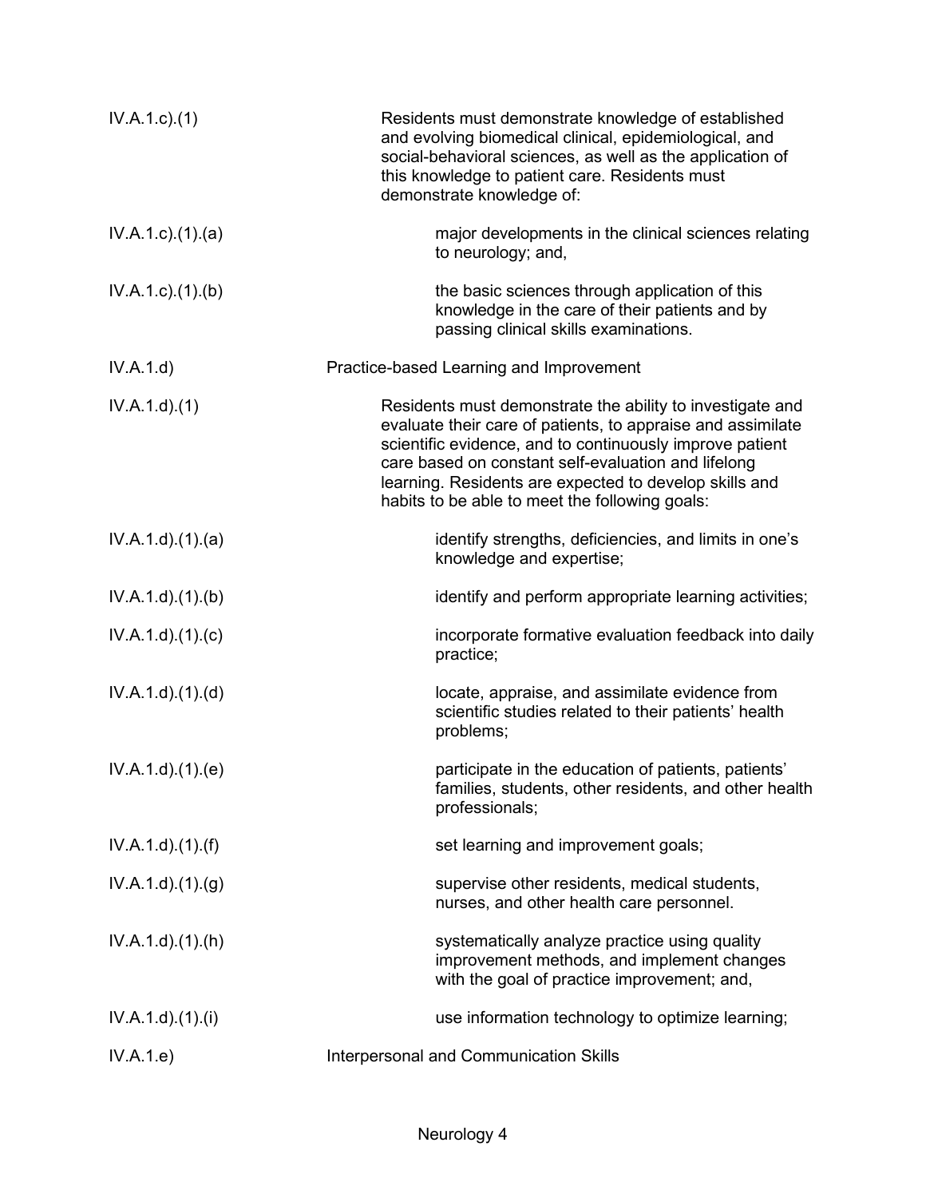IV.A.1.c).(1) Residents must demonstrate knowledge of established and evolving biomedical clinical, epidemiological, and social-behavioral sciences, as well as the application of this knowledge to patient care. Residents must demonstrate knowledge of:

IV.A.1.c).(1).(a) major developments in the clinical sciences relating to neurology; and,

IV.A.1.c).(1).(b) the basic sciences through application of this knowledge in the care of their patients and by passing clinical skills examinations.

IV.A.1.d) Practice-based Learning and Improvement

IV.A.1.d).(1) Residents must demonstrate the ability to investigate and evaluate their care of patients, to appraise and assimilate scientific evidence, and to continuously improve patient care based on constant self-evaluation and lifelong learning. Residents are expected to develop skills and habits to be able to meet the following goals:

IV.A.1.d).(1).(a) identify strengths, deficiencies, and limits in one's knowledge and expertise;

IV.A.1.d).(1).(b) identify and perform appropriate learning activities;

IV.A.1.d).(1).(c) incorporate formative evaluation feedback into daily practice;

IV.A.1.d).(1).(d) locate, appraise, and assimilate evidence from scientific studies related to their patients' health problems;

IV.A.1.d).(1).(e) participate in the education of patients, patients' families, students, other residents, and other health professionals;

IV.A.1.d).(1).(f) set learning and improvement goals;

IV.A.1.d).(1).(g) supervise other residents, medical students, nurses, and other health care personnel.

IV.A.1.d).(1).(h) systematically analyze practice using quality improvement methods, and implement changes with the goal of practice improvement; and,

IV.A.1.d).(1).(i) use information technology to optimize learning;

IV.A.1.e) Interpersonal and Communication Skills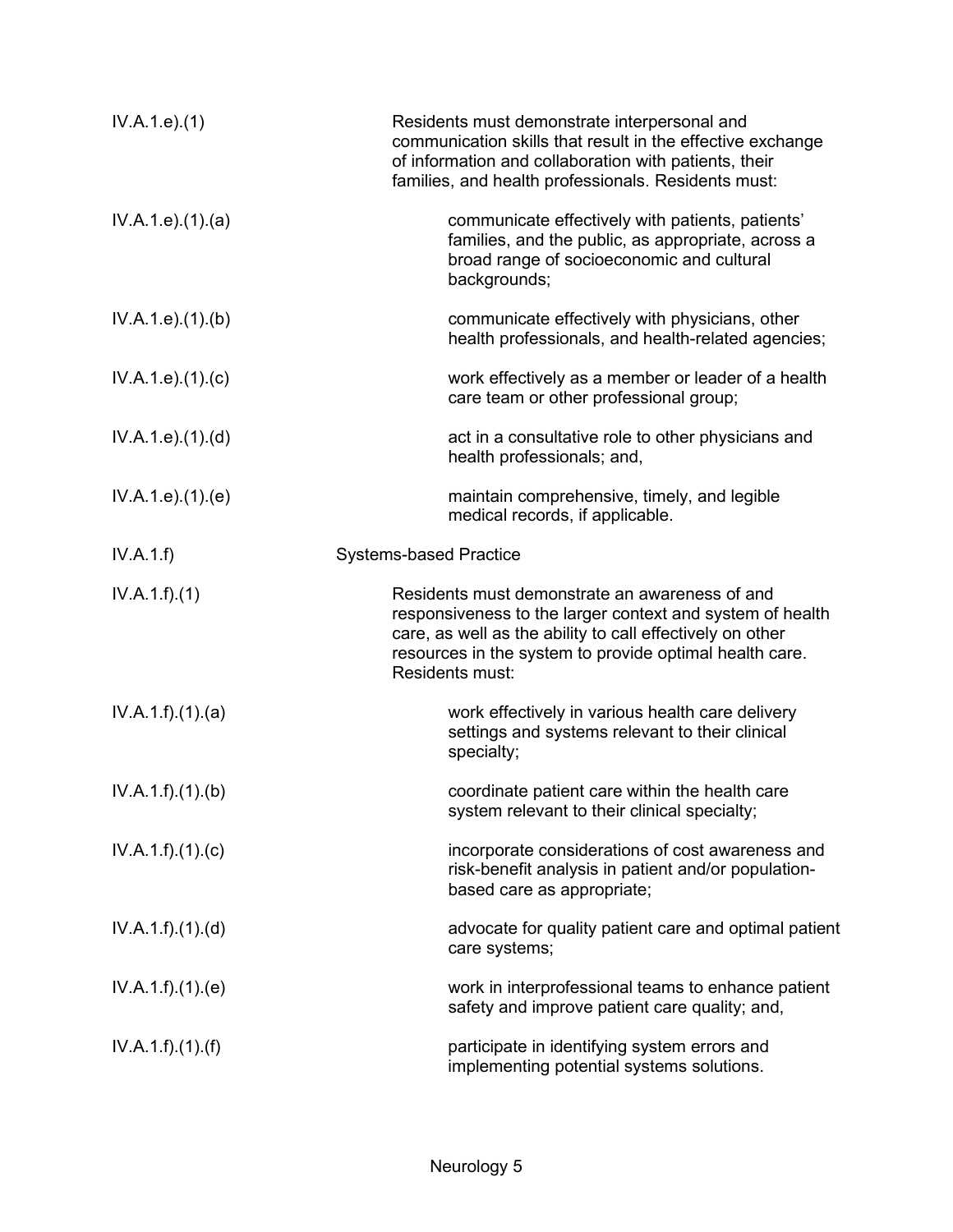| | |
|---|---|
| IV.A.1.e).(1) | Residents must demonstrate interpersonal and communication skills that result in the effective exchange of information and collaboration with patients, their families, and health professionals. Residents must: |
| IV.A.1.e).(1).(a) | communicate effectively with patients, patients' families, and the public, as appropriate, across a broad range of socioeconomic and cultural backgrounds; |
| IV.A.1.e).(1).(b) | communicate effectively with physicians, other health professionals, and health-related agencies; |
| IV.A.1.e).(1).(c) | work effectively as a member or leader of a health care team or other professional group; |
| IV.A.1.e).(1).(d) | act in a consultative role to other physicians and health professionals; and, |
| IV.A.1.e).(1).(e) | maintain comprehensive, timely, and legible medical records, if applicable. |
| IV.A.1.f) | Systems-based Practice |
| IV.A.1.f).(1) | Residents must demonstrate an awareness of and responsiveness to the larger context and system of health care, as well as the ability to call effectively on other resources in the system to provide optimal health care. Residents must: |
| IV.A.1.f).(1).(a) | work effectively in various health care delivery settings and systems relevant to their clinical specialty; |
| IV.A.1.f).(1).(b) | coordinate patient care within the health care system relevant to their clinical specialty; |
| IV.A.1.f).(1).(c) | incorporate considerations of cost awareness and risk-benefit analysis in patient and/or population-based care as appropriate; |
| IV.A.1.f).(1).(d) | advocate for quality patient care and optimal patient care systems; |
| IV.A.1.f).(1).(e) | work in interprofessional teams to enhance patient safety and improve patient care quality; and, |
| IV.A.1.f).(1).(f) | participate in identifying system errors and implementing potential systems solutions. |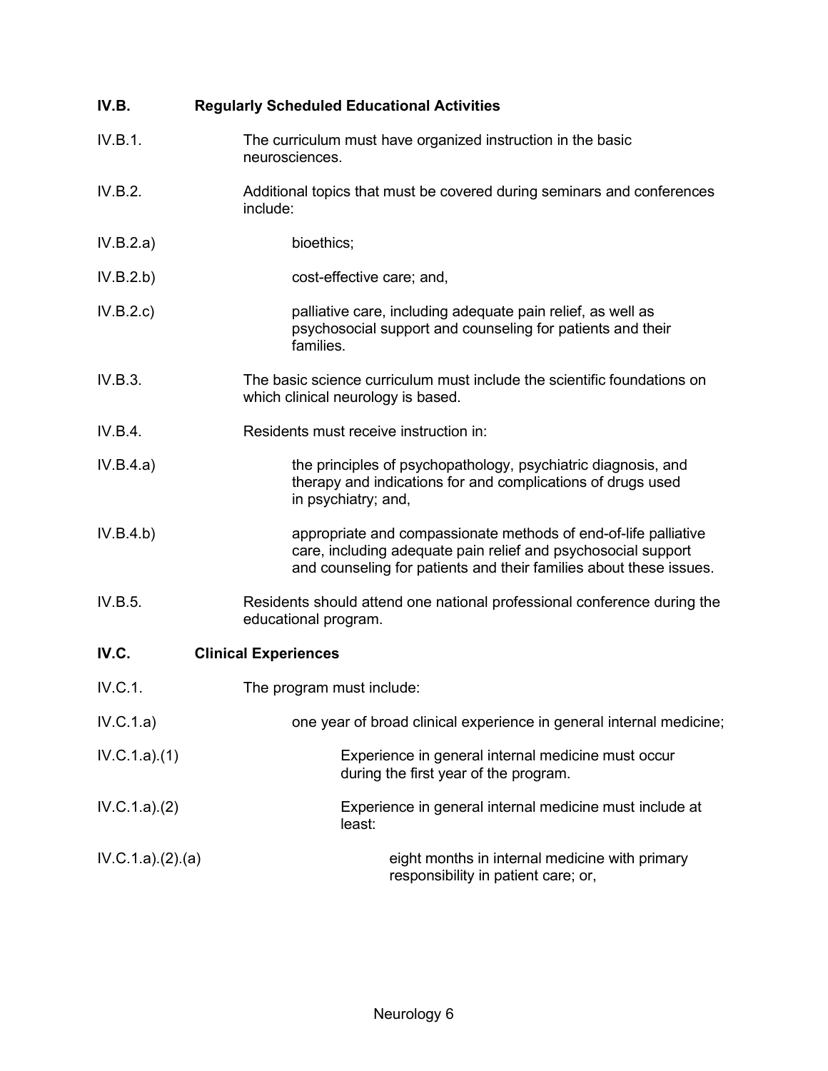**IV.B. Regularly Scheduled Educational Activities**

IV.B.1. The curriculum must have organized instruction in the basic neurosciences.

IV.B.2. Additional topics that must be covered during seminars and conferences include:

IV.B.2.a) bioethics;

IV.B.2.b) cost-effective care; and,

IV.B.2.c) palliative care, including adequate pain relief, as well as psychosocial support and counseling for patients and their families.

IV.B.3. The basic science curriculum must include the scientific foundations on which clinical neurology is based.

IV.B.4. Residents must receive instruction in:

IV.B.4.a) the principles of psychopathology, psychiatric diagnosis, and therapy and indications for and complications of drugs used in psychiatry; and,

IV.B.4.b) appropriate and compassionate methods of end-of-life palliative care, including adequate pain relief and psychosocial support and counseling for patients and their families about these issues.

IV.B.5. Residents should attend one national professional conference during the educational program.

**IV.C. Clinical Experiences**

IV.C.1. The program must include:

IV.C.1.a) one year of broad clinical experience in general internal medicine;

IV.C.1.a).(1) Experience in general internal medicine must occur during the first year of the program.

IV.C.1.a).(2) Experience in general internal medicine must include at least:

IV.C.1.a).(2).(a) eight months in internal medicine with primary responsibility in patient care; or,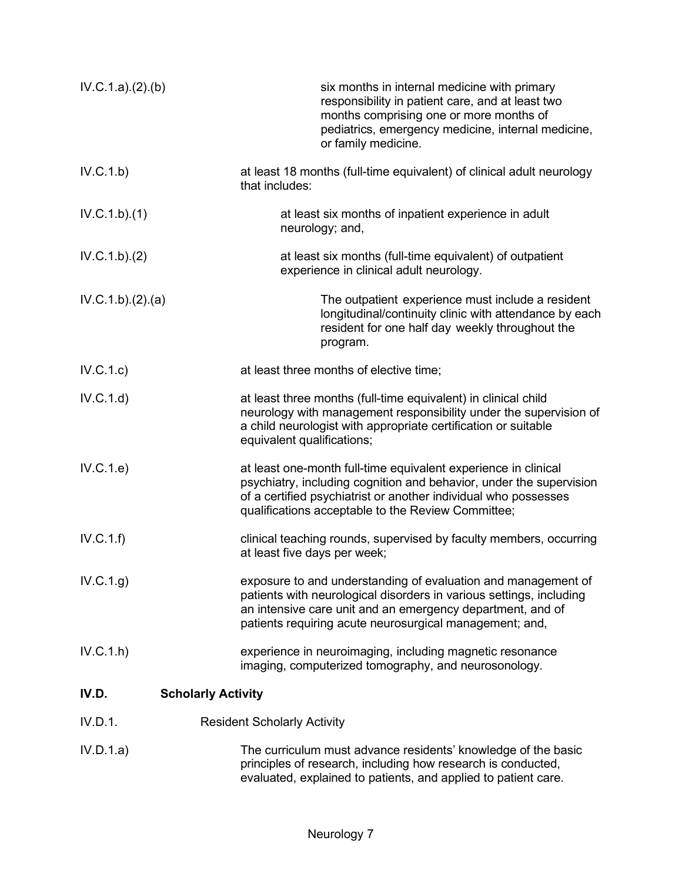| | |
|---|---|
| IV.C.1.a).(2).(b) | six months in internal medicine with primary responsibility in patient care, and at least two months comprising one or more months of pediatrics, emergency medicine, internal medicine, or family medicine. |
| IV.C.1.b) | at least 18 months (full-time equivalent) of clinical adult neurology that includes: |
| IV.C.1.b).(1) | at least six months of inpatient experience in adult neurology; and, |
| IV.C.1.b).(2) | at least six months (full-time equivalent) of outpatient experience in clinical adult neurology. |
| IV.C.1.b).(2).(a) | The outpatient experience must include a resident longitudinal/continuity clinic with attendance by each resident for one half day weekly throughout the program. |
| IV.C.1.c) | at least three months of elective time; |
| IV.C.1.d) | at least three months (full-time equivalent) in clinical child neurology with management responsibility under the supervision of a child neurologist with appropriate certification or suitable equivalent qualifications; |
| IV.C.1.e) | at least one-month full-time equivalent experience in clinical psychiatry, including cognition and behavior, under the supervision of a certified psychiatrist or another individual who possesses qualifications acceptable to the Review Committee; |
| IV.C.1.f) | clinical teaching rounds, supervised by faculty members, occurring at least five days per week; |
| IV.C.1.g) | exposure to and understanding of evaluation and management of patients with neurological disorders in various settings, including an intensive care unit and an emergency department, and of patients requiring acute neurosurgical management; and, |
| IV.C.1.h) | experience in neuroimaging, including magnetic resonance imaging, computerized tomography, and neurosonology. |

## IV.D. Scholarly Activity

IV.D.1. Resident Scholarly Activity

IV.D.1.a) The curriculum must advance residents' knowledge of the basic principles of research, including how research is conducted, evaluated, explained to patients, and applied to patient care.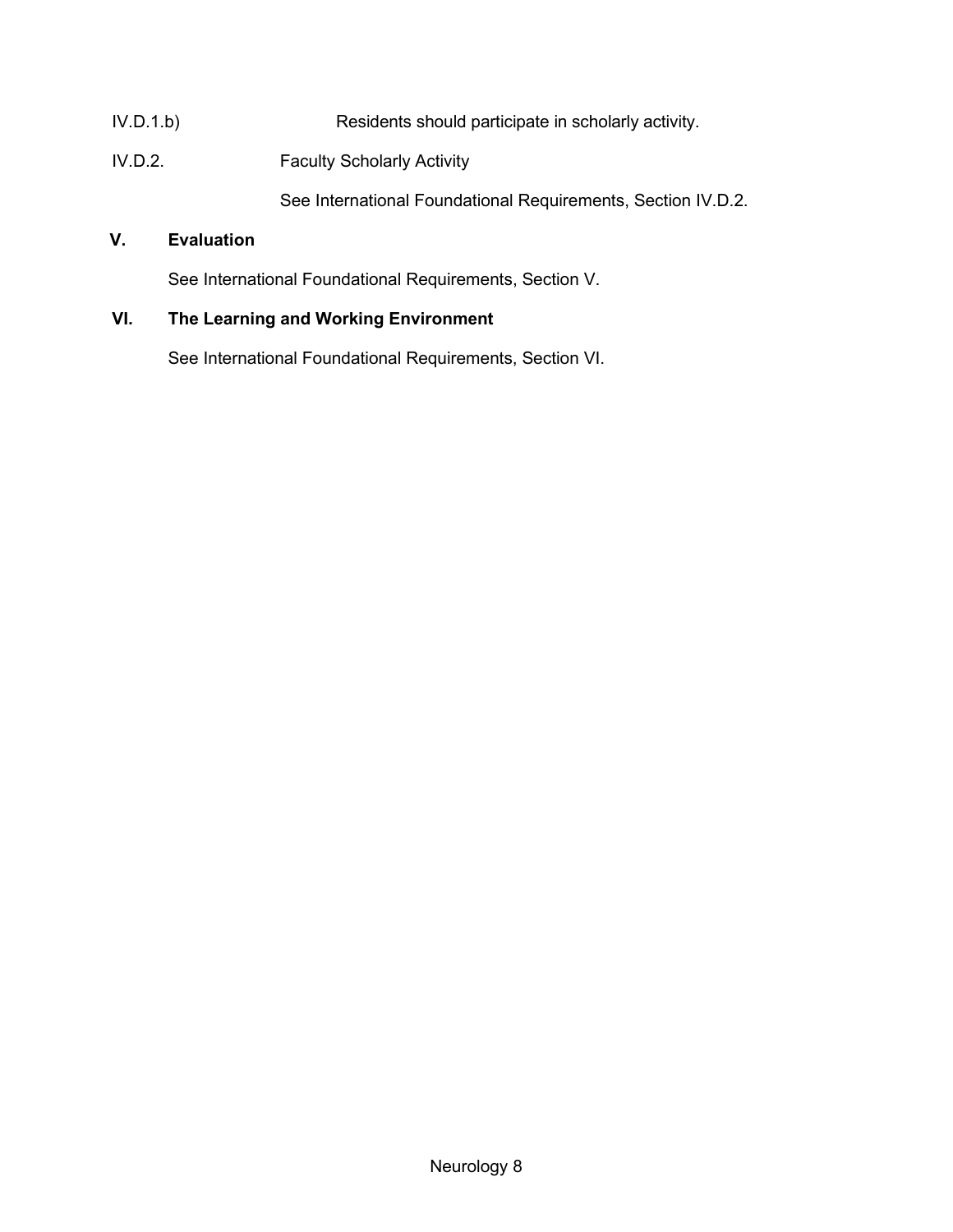IV.D.1.b) Residents should participate in scholarly activity.

IV.D.2. Faculty Scholarly Activity

See International Foundational Requirements, Section IV.D.2.

## V. Evaluation

See International Foundational Requirements, Section V.

## VI. The Learning and Working Environment

See International Foundational Requirements, Section VI.